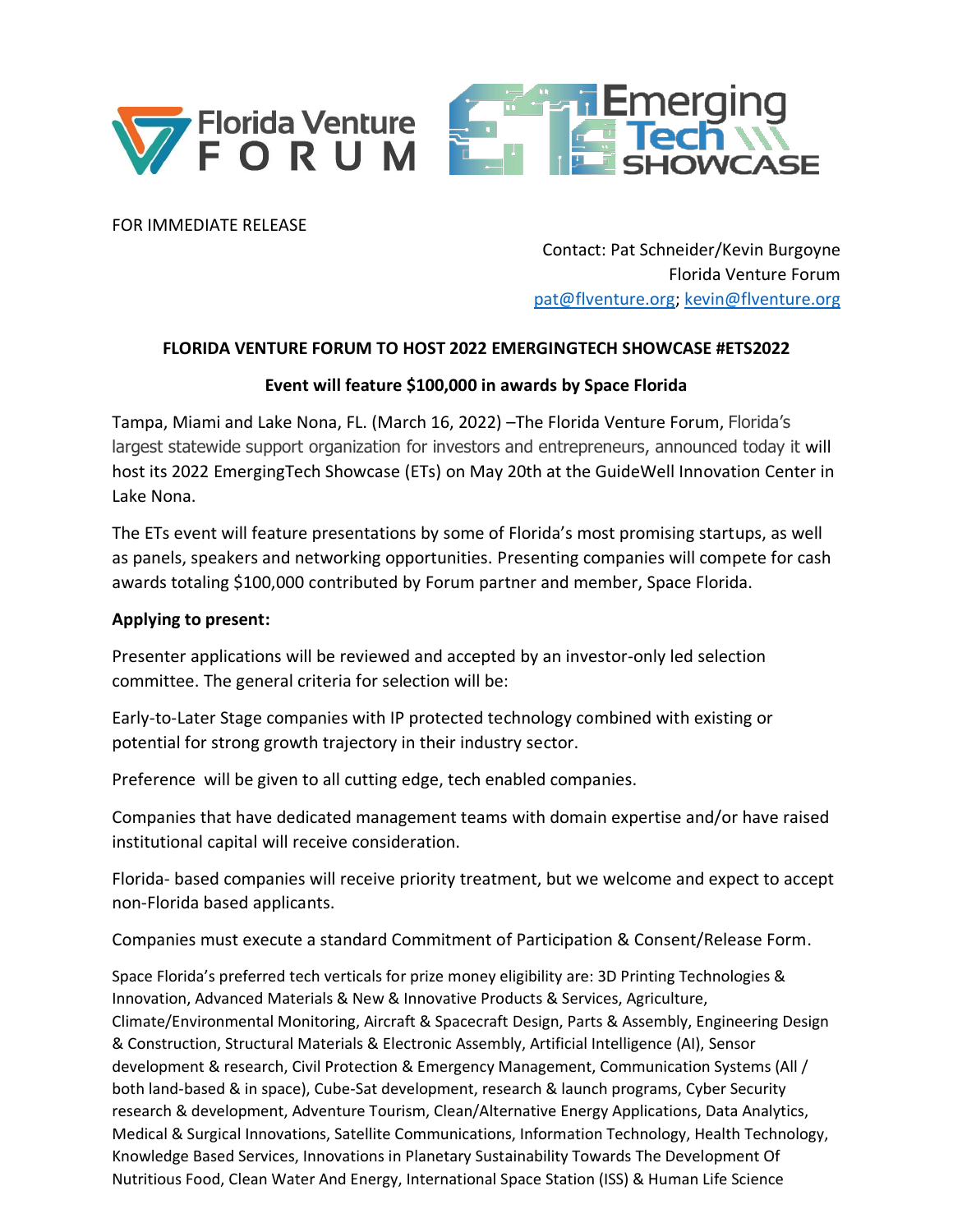Florida Venture FORUM

Emerging Tech SHOWCASE

FOR IMMEDIATE RELEASE

Contact: Pat Schneider/Kevin Burgoyne
Florida Venture Forum
pat@flventure.org; kevin@flventure.org

**FLORIDA VENTURE FORUM TO HOST 2022 EMERGINGTECH SHOWCASE #ETS2022**

**Event will feature $100,000 in awards by Space Florida**

Tampa, Miami and Lake Nona, FL. (March 16, 2022) –The Florida Venture Forum, Florida's largest statewide support organization for investors and entrepreneurs, announced today it will host its 2022 EmergingTech Showcase (ETs) on May 20th at the GuideWell Innovation Center in Lake Nona.

The ETs event will feature presentations by some of Florida's most promising startups, as well as panels, speakers and networking opportunities. Presenting companies will compete for cash awards totaling $100,000 contributed by Forum partner and member, Space Florida.

**Applying to present:**

Presenter applications will be reviewed and accepted by an investor-only led selection committee. The general criteria for selection will be:

Early-to-Later Stage companies with IP protected technology combined with existing or potential for strong growth trajectory in their industry sector.

Preference will be given to all cutting edge, tech enabled companies.

Companies that have dedicated management teams with domain expertise and/or have raised institutional capital will receive consideration.

Florida- based companies will receive priority treatment, but we welcome and expect to accept non-Florida based applicants.

Companies must execute a standard Commitment of Participation & Consent/Release Form.

Space Florida's preferred tech verticals for prize money eligibility are: 3D Printing Technologies & Innovation, Advanced Materials & New & Innovative Products & Services, Agriculture, Climate/Environmental Monitoring, Aircraft & Spacecraft Design, Parts & Assembly, Engineering Design & Construction, Structural Materials & Electronic Assembly, Artificial Intelligence (AI), Sensor development & research, Civil Protection & Emergency Management, Communication Systems (All / both land-based & in space), Cube-Sat development, research & launch programs, Cyber Security research & development, Adventure Tourism, Clean/Alternative Energy Applications, Data Analytics, Medical & Surgical Innovations, Satellite Communications, Information Technology, Health Technology, Knowledge Based Services, Innovations in Planetary Sustainability Towards The Development Of Nutritious Food, Clean Water And Energy, International Space Station (ISS) & Human Life Science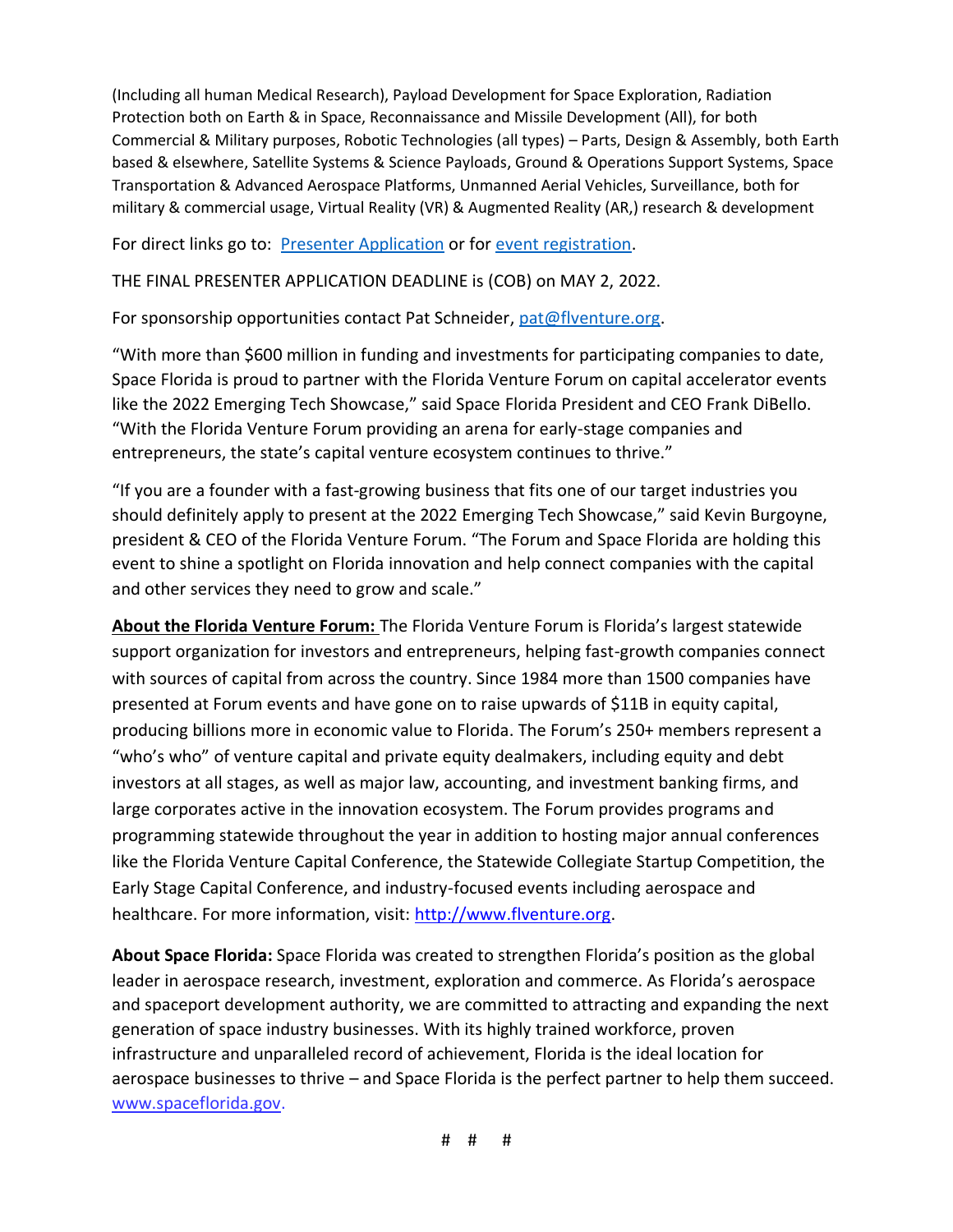(Including all human Medical Research), Payload Development for Space Exploration, Radiation Protection both on Earth & in Space, Reconnaissance and Missile Development (All), for both Commercial & Military purposes, Robotic Technologies (all types) – Parts, Design & Assembly, both Earth based & elsewhere, Satellite Systems & Science Payloads, Ground & Operations Support Systems, Space Transportation & Advanced Aerospace Platforms, Unmanned Aerial Vehicles, Surveillance, both for military & commercial usage, Virtual Reality (VR) & Augmented Reality (AR,) research & development

For direct links go to: Presenter Application or for event registration.

THE FINAL PRESENTER APPLICATION DEADLINE is (COB) on MAY 2, 2022.

For sponsorship opportunities contact Pat Schneider, pat@flventure.org.

"With more than $600 million in funding and investments for participating companies to date, Space Florida is proud to partner with the Florida Venture Forum on capital accelerator events like the 2022 Emerging Tech Showcase," said Space Florida President and CEO Frank DiBello. "With the Florida Venture Forum providing an arena for early-stage companies and entrepreneurs, the state's capital venture ecosystem continues to thrive."

"If you are a founder with a fast-growing business that fits one of our target industries you should definitely apply to present at the 2022 Emerging Tech Showcase," said Kevin Burgoyne, president & CEO of the Florida Venture Forum. "The Forum and Space Florida are holding this event to shine a spotlight on Florida innovation and help connect companies with the capital and other services they need to grow and scale."

**About the Florida Venture Forum:** The Florida Venture Forum is Florida's largest statewide support organization for investors and entrepreneurs, helping fast-growth companies connect with sources of capital from across the country. Since 1984 more than 1500 companies have presented at Forum events and have gone on to raise upwards of $11B in equity capital, producing billions more in economic value to Florida. The Forum's 250+ members represent a "who's who" of venture capital and private equity dealmakers, including equity and debt investors at all stages, as well as major law, accounting, and investment banking firms, and large corporates active in the innovation ecosystem. The Forum provides programs and programming statewide throughout the year in addition to hosting major annual conferences like the Florida Venture Capital Conference, the Statewide Collegiate Startup Competition, the Early Stage Capital Conference, and industry-focused events including aerospace and healthcare. For more information, visit: http://www.flventure.org.

**About Space Florida:** Space Florida was created to strengthen Florida's position as the global leader in aerospace research, investment, exploration and commerce. As Florida's aerospace and spaceport development authority, we are committed to attracting and expanding the next generation of space industry businesses. With its highly trained workforce, proven infrastructure and unparalleled record of achievement, Florida is the ideal location for aerospace businesses to thrive – and Space Florida is the perfect partner to help them succeed. www.spaceflorida.gov.

# # #